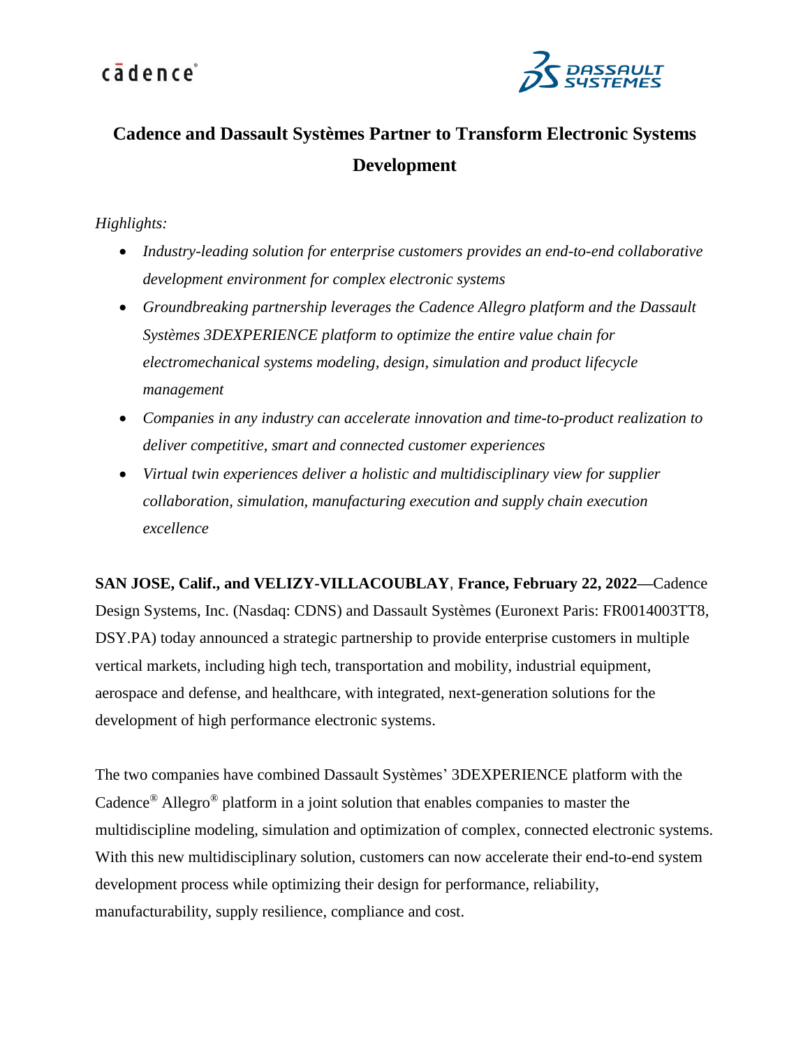# Cadence and Dassault Systèmes Partner to Transform Electronic Systems Development

*Highlights:*

- *Industry-leading solution for enterprise customers provides an end-to-end collaborative development environment for complex electronic systems*
- *Groundbreaking partnership leverages the Cadence Allegro platform and the Dassault Systèmes 3DEXPERIENCE platform to optimize the entire value chain for electromechanical systems modeling, design, simulation and product lifecycle management*
- *Companies in any industry can accelerate innovation and time-to-product realization to deliver competitive, smart and connected customer experiences*
- *Virtual twin experiences deliver a holistic and multidisciplinary view for supplier collaboration, simulation, manufacturing execution and supply chain execution excellence*

**SAN JOSE, Calif., and VELIZY-VILLACOUBLAY**, **France, February 22, 2022—**Cadence Design Systems, Inc. (Nasdaq: CDNS) and Dassault Systèmes (Euronext Paris: FR0014003TT8, DSY.PA) today announced a strategic partnership to provide enterprise customers in multiple vertical markets, including high tech, transportation and mobility, industrial equipment, aerospace and defense, and healthcare, with integrated, next-generation solutions for the development of high performance electronic systems.

The two companies have combined Dassault Systèmes' 3DEXPERIENCE platform with the Cadence® Allegro® platform in a joint solution that enables companies to master the multidiscipline modeling, simulation and optimization of complex, connected electronic systems. With this new multidisciplinary solution, customers can now accelerate their end-to-end system development process while optimizing their design for performance, reliability, manufacturability, supply resilience, compliance and cost.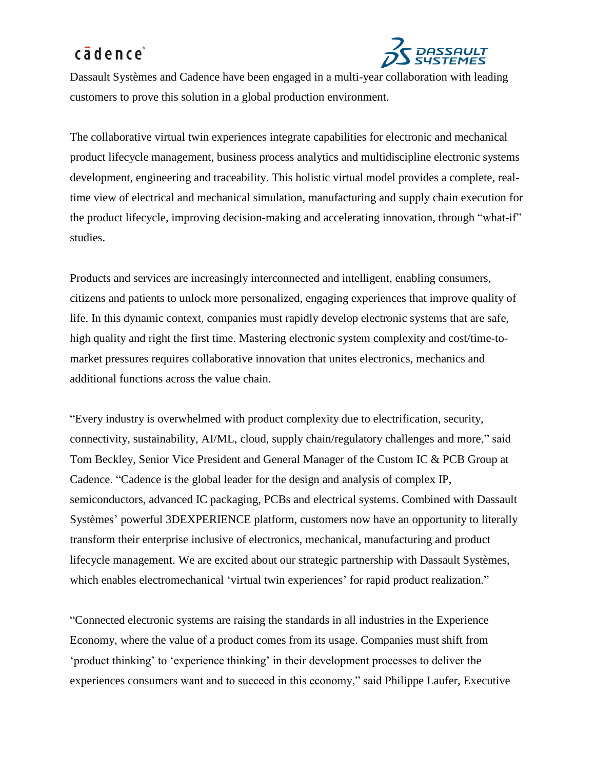Dassault Systèmes and Cadence have been engaged in a multi-year collaboration with leading customers to prove this solution in a global production environment.

The collaborative virtual twin experiences integrate capabilities for electronic and mechanical product lifecycle management, business process analytics and multidiscipline electronic systems development, engineering and traceability. This holistic virtual model provides a complete, real-time view of electrical and mechanical simulation, manufacturing and supply chain execution for the product lifecycle, improving decision-making and accelerating innovation, through "what-if" studies.

Products and services are increasingly interconnected and intelligent, enabling consumers, citizens and patients to unlock more personalized, engaging experiences that improve quality of life. In this dynamic context, companies must rapidly develop electronic systems that are safe, high quality and right the first time. Mastering electronic system complexity and cost/time-to-market pressures requires collaborative innovation that unites electronics, mechanics and additional functions across the value chain.

"Every industry is overwhelmed with product complexity due to electrification, security, connectivity, sustainability, AI/ML, cloud, supply chain/regulatory challenges and more," said Tom Beckley, Senior Vice President and General Manager of the Custom IC & PCB Group at Cadence. "Cadence is the global leader for the design and analysis of complex IP, semiconductors, advanced IC packaging, PCBs and electrical systems. Combined with Dassault Systèmes' powerful 3DEXPERIENCE platform, customers now have an opportunity to literally transform their enterprise inclusive of electronics, mechanical, manufacturing and product lifecycle management. We are excited about our strategic partnership with Dassault Systèmes, which enables electromechanical 'virtual twin experiences' for rapid product realization."

"Connected electronic systems are raising the standards in all industries in the Experience Economy, where the value of a product comes from its usage. Companies must shift from 'product thinking' to 'experience thinking' in their development processes to deliver the experiences consumers want and to succeed in this economy," said Philippe Laufer, Executive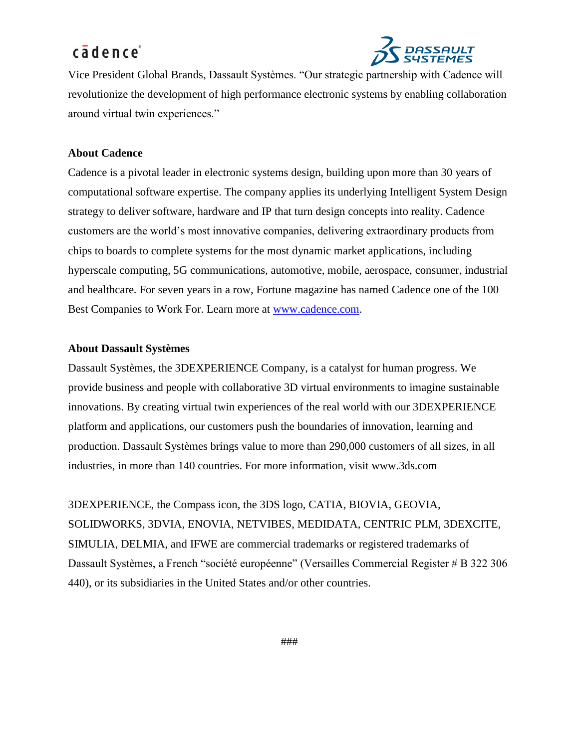Vice President Global Brands, Dassault Systèmes. "Our strategic partnership with Cadence will revolutionize the development of high performance electronic systems by enabling collaboration around virtual twin experiences."

**About Cadence**

Cadence is a pivotal leader in electronic systems design, building upon more than 30 years of computational software expertise. The company applies its underlying Intelligent System Design strategy to deliver software, hardware and IP that turn design concepts into reality. Cadence customers are the world's most innovative companies, delivering extraordinary products from chips to boards to complete systems for the most dynamic market applications, including hyperscale computing, 5G communications, automotive, mobile, aerospace, consumer, industrial and healthcare. For seven years in a row, Fortune magazine has named Cadence one of the 100 Best Companies to Work For. Learn more at [www.cadence.com](http://www.cadence.com).

**About Dassault Systèmes**

Dassault Systèmes, the 3DEXPERIENCE Company, is a catalyst for human progress. We provide business and people with collaborative 3D virtual environments to imagine sustainable innovations. By creating virtual twin experiences of the real world with our 3DEXPERIENCE platform and applications, our customers push the boundaries of innovation, learning and production. Dassault Systèmes brings value to more than 290,000 customers of all sizes, in all industries, in more than 140 countries. For more information, visit www.3ds.com

3DEXPERIENCE, the Compass icon, the 3DS logo, CATIA, BIOVIA, GEOVIA, SOLIDWORKS, 3DVIA, ENOVIA, NETVIBES, MEDIDATA, CENTRIC PLM, 3DEXCITE, SIMULIA, DELMIA, and IFWE are commercial trademarks or registered trademarks of Dassault Systèmes, a French "société européenne" (Versailles Commercial Register # B 322 306 440), or its subsidiaries in the United States and/or other countries.

###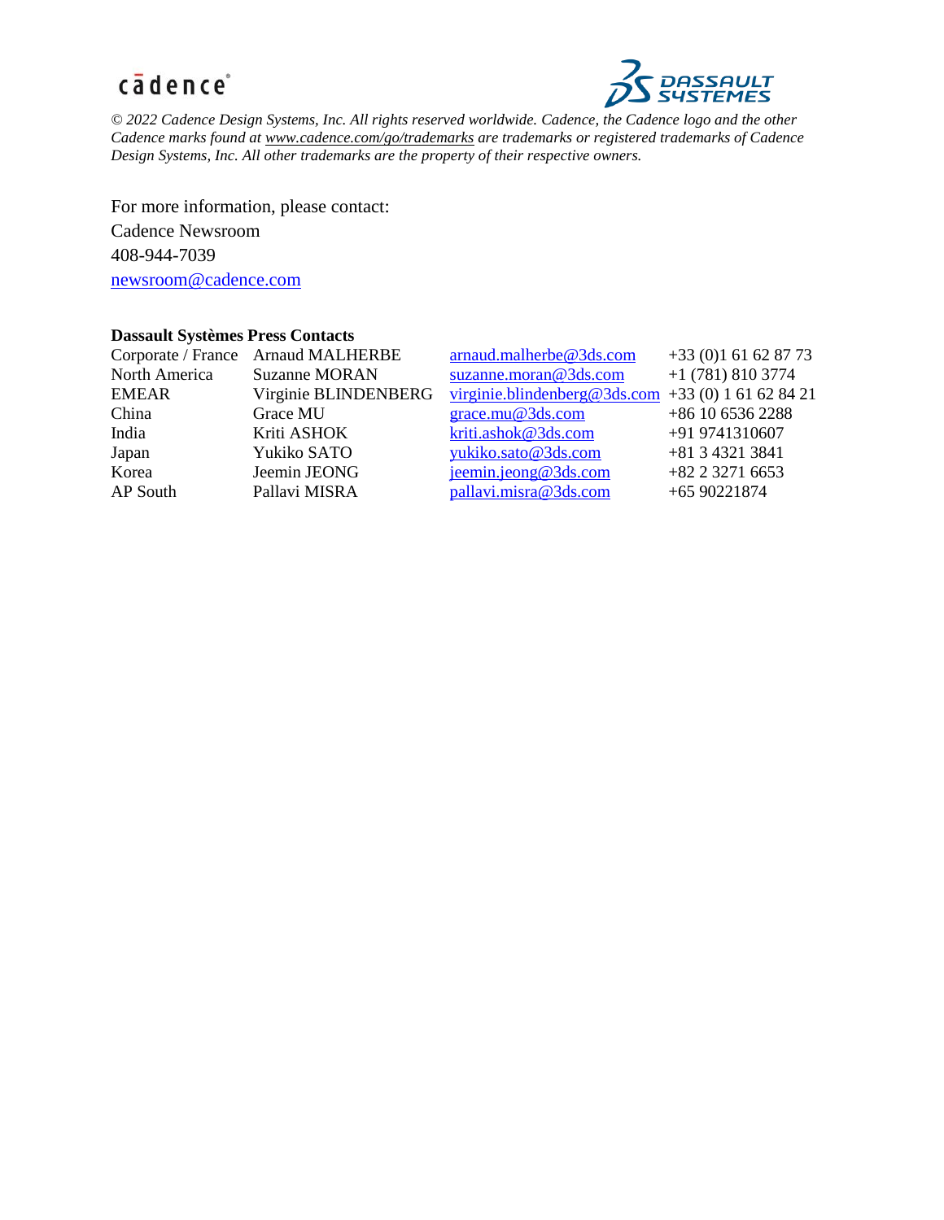*© 2022 Cadence Design Systems, Inc. All rights reserved worldwide. Cadence, the Cadence logo and the other Cadence marks found at www.cadence.com/go/trademarks are trademarks or registered trademarks of Cadence Design Systems, Inc. All other trademarks are the property of their respective owners.*

For more information, please contact:
Cadence Newsroom
408-944-7039
newsroom@cadence.com

**Dassault Systèmes Press Contacts**

| | | | |
|---|---|---|---|
| Corporate / France | Arnaud MALHERBE | arnaud.malherbe@3ds.com | +33 (0)1 61 62 87 73 |
| North America | Suzanne MORAN | suzanne.moran@3ds.com | +1 (781) 810 3774 |
| EMEAR | Virginie BLINDENBERG | virginie.blindenberg@3ds.com | +33 (0) 1 61 62 84 21 |
| China | Grace MU | grace.mu@3ds.com | +86 10 6536 2288 |
| India | Kriti ASHOK | kriti.ashok@3ds.com | +91 9741310607 |
| Japan | Yukiko SATO | yukiko.sato@3ds.com | +81 3 4321 3841 |
| Korea | Jeemin JEONG | jeemin.jeong@3ds.com | +82 2 3271 6653 |
| AP South | Pallavi MISRA | pallavi.misra@3ds.com | +65 90221874 |